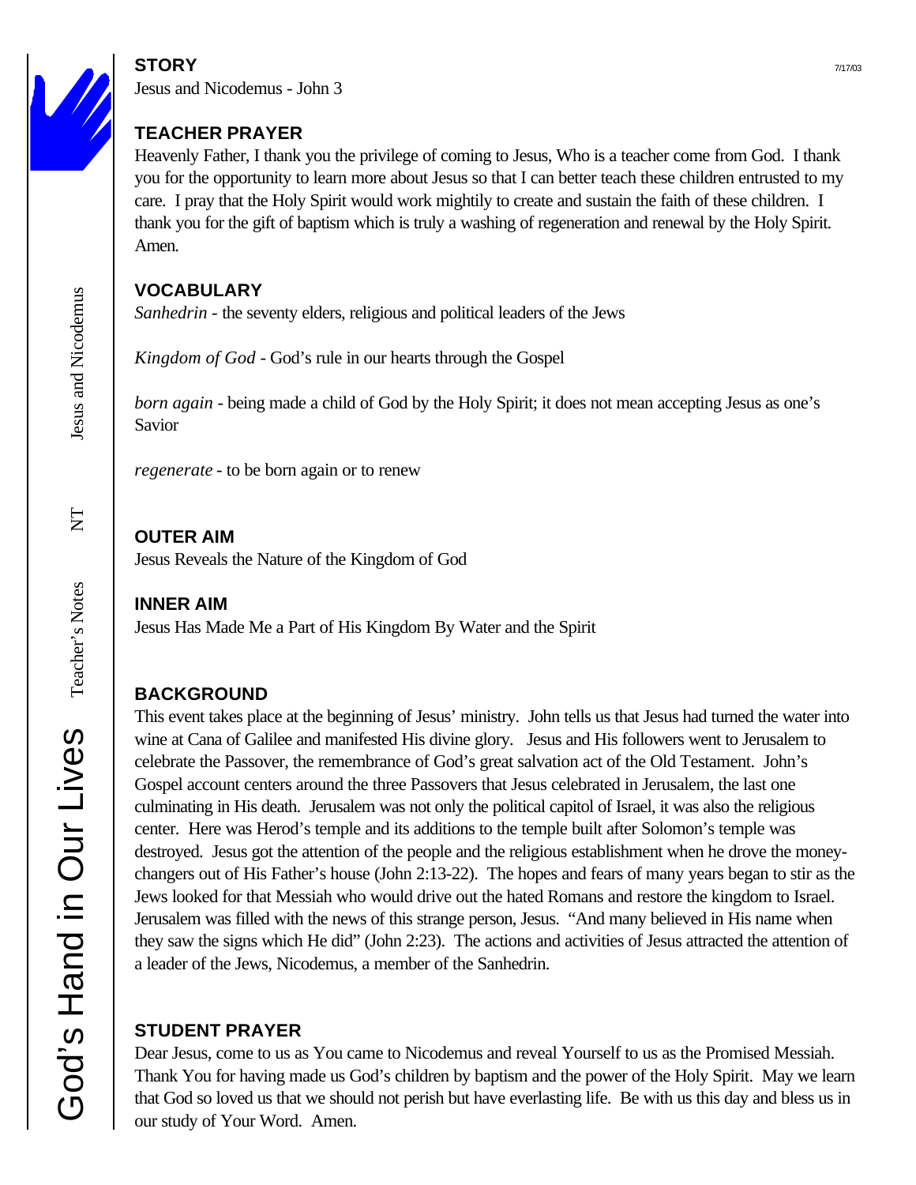## STORY

Jesus and Nicodemus - John 3

## TEACHER PRAYER

Heavenly Father, I thank you the privilege of coming to Jesus, Who is a teacher come from God. I thank you for the opportunity to learn more about Jesus so that I can better teach these children entrusted to my care. I pray that the Holy Spirit would work mightily to create and sustain the faith of these children. I thank you for the gift of baptism which is truly a washing of regeneration and renewal by the Holy Spirit. Amen.

## VOCABULARY

*Sanhedrin* - the seventy elders, religious and political leaders of the Jews

*Kingdom of God* - God's rule in our hearts through the Gospel

*born again* - being made a child of God by the Holy Spirit; it does not mean accepting Jesus as one's Savior

*regenerate* - to be born again or to renew

## OUTER AIM

Jesus Reveals the Nature of the Kingdom of God

## INNER AIM

Jesus Has Made Me a Part of His Kingdom By Water and the Spirit

## BACKGROUND

This event takes place at the beginning of Jesus' ministry. John tells us that Jesus had turned the water into wine at Cana of Galilee and manifested His divine glory. Jesus and His followers went to Jerusalem to celebrate the Passover, the remembrance of God's great salvation act of the Old Testament. John's Gospel account centers around the three Passovers that Jesus celebrated in Jerusalem, the last one culminating in His death. Jerusalem was not only the political capitol of Israel, it was also the religious center. Here was Herod's temple and its additions to the temple built after Solomon's temple was destroyed. Jesus got the attention of the people and the religious establishment when he drove the money-changers out of His Father's house (John 2:13-22). The hopes and fears of many years began to stir as the Jews looked for that Messiah who would drive out the hated Romans and restore the kingdom to Israel. Jerusalem was filled with the news of this strange person, Jesus. "And many believed in His name when they saw the signs which He did" (John 2:23). The actions and activities of Jesus attracted the attention of a leader of the Jews, Nicodemus, a member of the Sanhedrin.

## STUDENT PRAYER

Dear Jesus, come to us as You came to Nicodemus and reveal Yourself to us as the Promised Messiah. Thank You for having made us God's children by baptism and the power of the Holy Spirit. May we learn that God so loved us that we should not perish but have everlasting life. Be with us this day and bless us in our study of Your Word. Amen.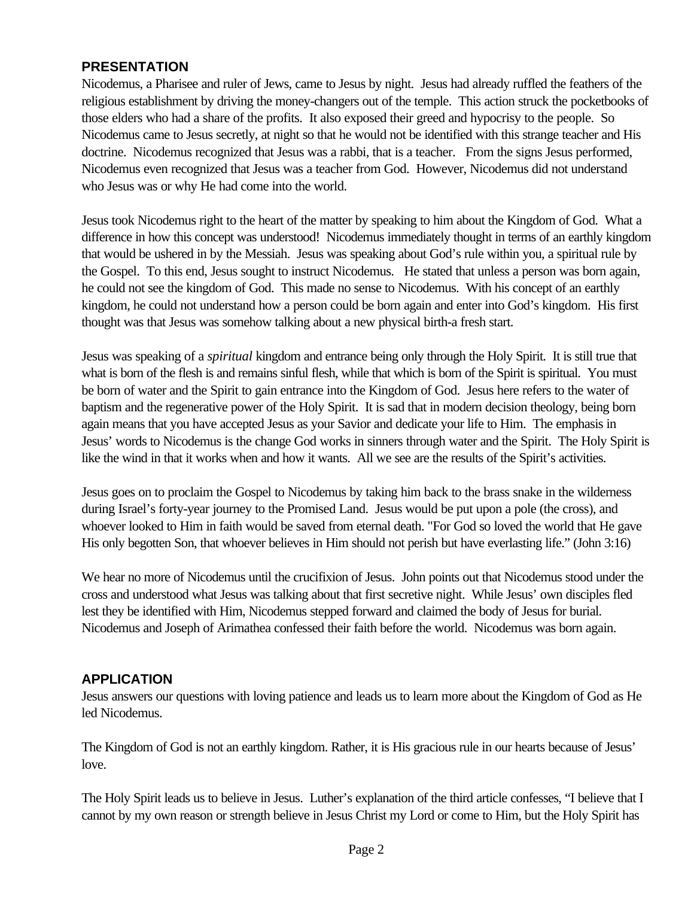## PRESENTATION

Nicodemus, a Pharisee and ruler of Jews, came to Jesus by night. Jesus had already ruffled the feathers of the religious establishment by driving the money-changers out of the temple. This action struck the pocketbooks of those elders who had a share of the profits. It also exposed their greed and hypocrisy to the people. So Nicodemus came to Jesus secretly, at night so that he would not be identified with this strange teacher and His doctrine. Nicodemus recognized that Jesus was a rabbi, that is a teacher. From the signs Jesus performed, Nicodemus even recognized that Jesus was a teacher from God. However, Nicodemus did not understand who Jesus was or why He had come into the world.

Jesus took Nicodemus right to the heart of the matter by speaking to him about the Kingdom of God. What a difference in how this concept was understood! Nicodemus immediately thought in terms of an earthly kingdom that would be ushered in by the Messiah. Jesus was speaking about God's rule within you, a spiritual rule by the Gospel. To this end, Jesus sought to instruct Nicodemus. He stated that unless a person was born again, he could not see the kingdom of God. This made no sense to Nicodemus. With his concept of an earthly kingdom, he could not understand how a person could be born again and enter into God's kingdom. His first thought was that Jesus was somehow talking about a new physical birth-a fresh start.

Jesus was speaking of a *spiritual* kingdom and entrance being only through the Holy Spirit. It is still true that what is born of the flesh is and remains sinful flesh, while that which is born of the Spirit is spiritual. You must be born of water and the Spirit to gain entrance into the Kingdom of God. Jesus here refers to the water of baptism and the regenerative power of the Holy Spirit. It is sad that in modern decision theology, being born again means that you have accepted Jesus as your Savior and dedicate your life to Him. The emphasis in Jesus' words to Nicodemus is the change God works in sinners through water and the Spirit. The Holy Spirit is like the wind in that it works when and how it wants. All we see are the results of the Spirit's activities.

Jesus goes on to proclaim the Gospel to Nicodemus by taking him back to the brass snake in the wilderness during Israel's forty-year journey to the Promised Land. Jesus would be put upon a pole (the cross), and whoever looked to Him in faith would be saved from eternal death. "For God so loved the world that He gave His only begotten Son, that whoever believes in Him should not perish but have everlasting life." (John 3:16)

We hear no more of Nicodemus until the crucifixion of Jesus. John points out that Nicodemus stood under the cross and understood what Jesus was talking about that first secretive night. While Jesus' own disciples fled lest they be identified with Him, Nicodemus stepped forward and claimed the body of Jesus for burial. Nicodemus and Joseph of Arimathea confessed their faith before the world. Nicodemus was born again.

## APPLICATION

Jesus answers our questions with loving patience and leads us to learn more about the Kingdom of God as He led Nicodemus.

The Kingdom of God is not an earthly kingdom. Rather, it is His gracious rule in our hearts because of Jesus' love.

The Holy Spirit leads us to believe in Jesus. Luther's explanation of the third article confesses, "I believe that I cannot by my own reason or strength believe in Jesus Christ my Lord or come to Him, but the Holy Spirit has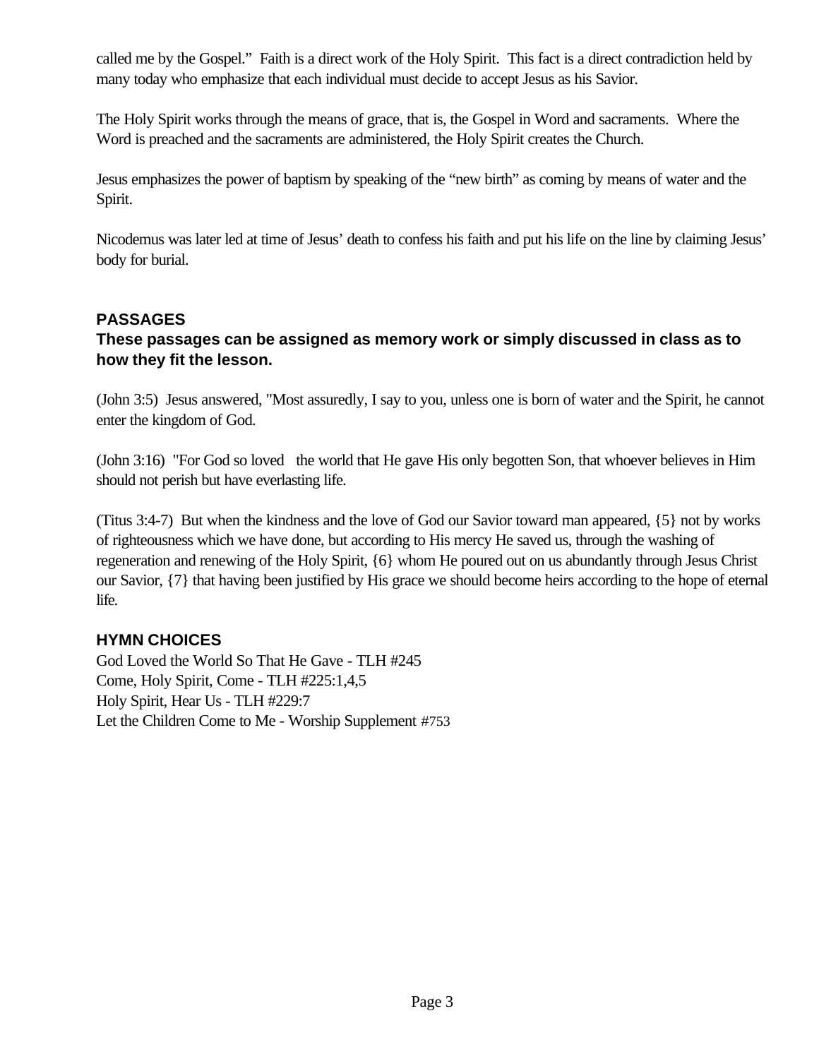called me by the Gospel." Faith is a direct work of the Holy Spirit. This fact is a direct contradiction held by many today who emphasize that each individual must decide to accept Jesus as his Savior.

The Holy Spirit works through the means of grace, that is, the Gospel in Word and sacraments. Where the Word is preached and the sacraments are administered, the Holy Spirit creates the Church.

Jesus emphasizes the power of baptism by speaking of the "new birth" as coming by means of water and the Spirit.

Nicodemus was later led at time of Jesus' death to confess his faith and put his life on the line by claiming Jesus' body for burial.

## PASSAGES

**These passages can be assigned as memory work or simply discussed in class as to how they fit the lesson.**

(John 3:5) Jesus answered, "Most assuredly, I say to you, unless one is born of water and the Spirit, he cannot enter the kingdom of God.

(John 3:16) "For God so loved the world that He gave His only begotten Son, that whoever believes in Him should not perish but have everlasting life.

(Titus 3:4-7) But when the kindness and the love of God our Savior toward man appeared, {5} not by works of righteousness which we have done, but according to His mercy He saved us, through the washing of regeneration and renewing of the Holy Spirit, {6} whom He poured out on us abundantly through Jesus Christ our Savior, {7} that having been justified by His grace we should become heirs according to the hope of eternal life.

## HYMN CHOICES

God Loved the World So That He Gave - TLH #245
Come, Holy Spirit, Come - TLH #225:1,4,5
Holy Spirit, Hear Us - TLH #229:7
Let the Children Come to Me - Worship Supplement #753